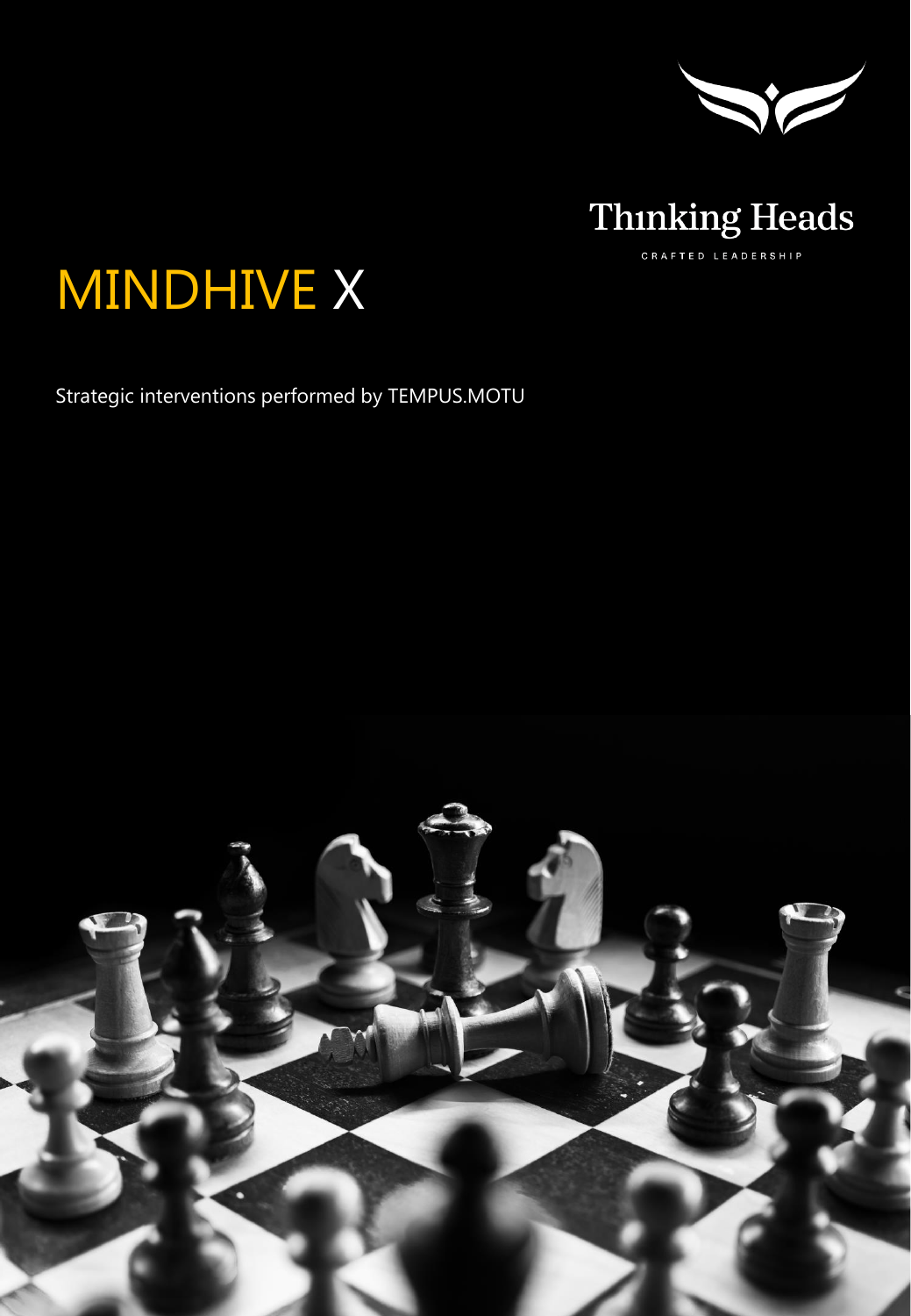Thinking Heads

CRAFTED LEADERSHIP

# MINDHIVE X

Strategic interventions performed by TEMPUS.MOTU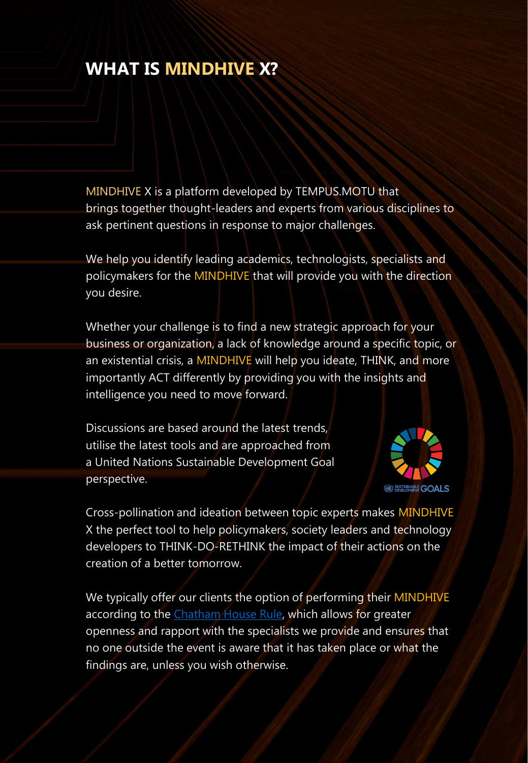# WHAT IS MINDHIVE X?

MINDHIVE X is a platform developed by TEMPUS.MOTU that brings together thought-leaders and experts from various disciplines to ask pertinent questions in response to major challenges.

We help you identify leading academics, technologists, specialists and policymakers for the MINDHIVE that will provide you with the direction you desire.

Whether your challenge is to find a new strategic approach for your business or organization, a lack of knowledge around a specific topic, or an existential crisis, a MINDHIVE will help you ideate, THINK, and more importantly ACT differently by providing you with the insights and intelligence you need to move forward.

Discussions are based around the latest trends, utilise the latest tools and are approached from a United Nations Sustainable Development Goal perspective.

Cross-pollination and ideation between topic experts makes MINDHIVE X the perfect tool to help policymakers, society leaders and technology developers to THINK-DO-RETHINK the impact of their actions on the creation of a better tomorrow.

We typically offer our clients the option of performing their MINDHIVE according to the Chatham House Rule, which allows for greater openness and rapport with the specialists we provide and ensures that no one outside the event is aware that it has taken place or what the findings are, unless you wish otherwise.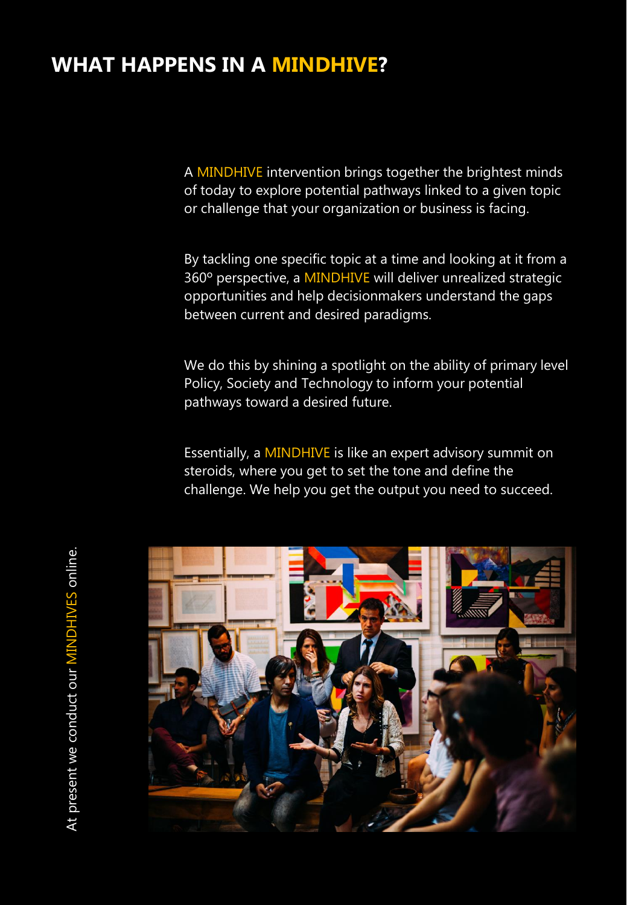# WHAT HAPPENS IN A MINDHIVE?

A MINDHIVE intervention brings together the brightest minds of today to explore potential pathways linked to a given topic or challenge that your organization or business is facing.

By tackling one specific topic at a time and looking at it from a 360º perspective, a MINDHIVE will deliver unrealized strategic opportunities and help decisionmakers understand the gaps between current and desired paradigms.

We do this by shining a spotlight on the ability of primary level Policy, Society and Technology to inform your potential pathways toward a desired future.

Essentially, a MINDHIVE is like an expert advisory summit on steroids, where you get to set the tone and define the challenge. We help you get the output you need to succeed.

At present we conduct our MINDHIVES online.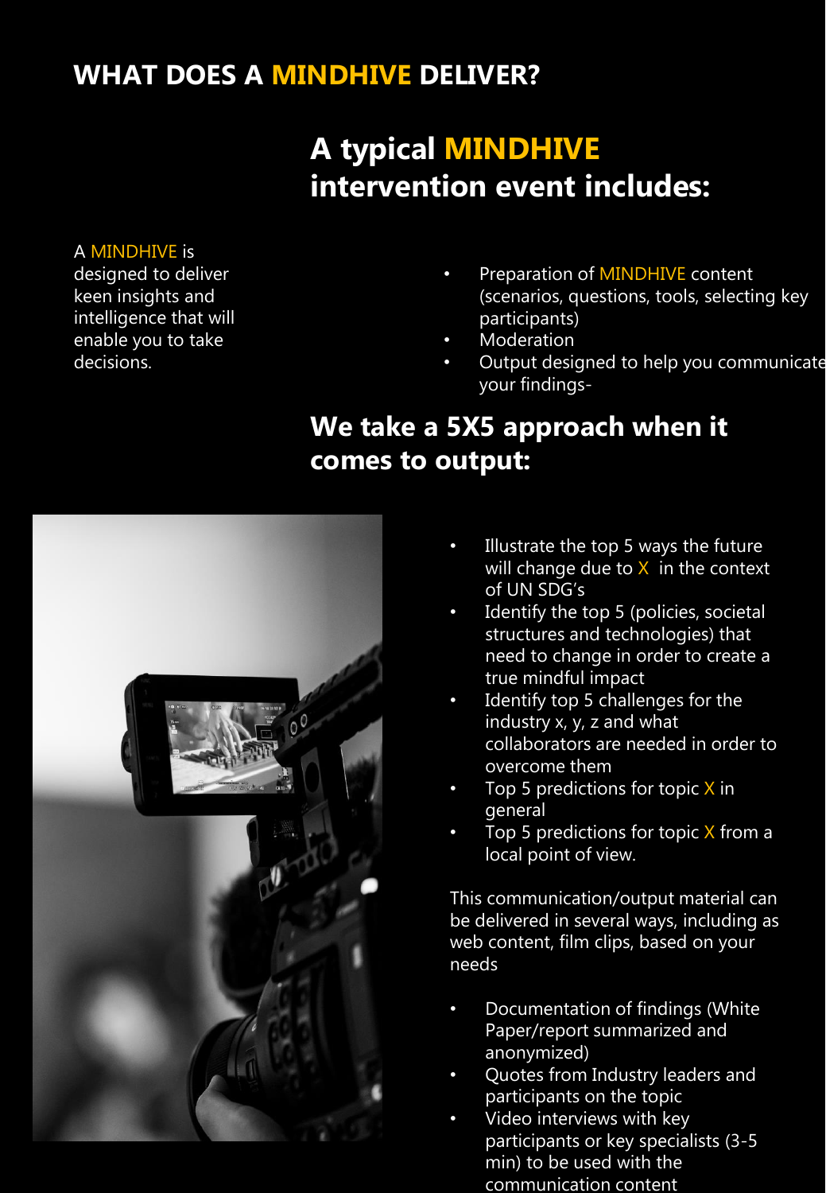# WHAT DOES A MINDHIVE DELIVER?

A MINDHIVE is designed to deliver keen insights and intelligence that will enable you to take decisions.

## A typical MINDHIVE intervention event includes:

- Preparation of MINDHIVE content (scenarios, questions, tools, selecting key participants)
- Moderation
- Output designed to help you communicate your findings-

## We take a 5X5 approach when it comes to output:

- Illustrate the top 5 ways the future will change due to X in the context of UN SDG's
- Identify the top 5 (policies, societal structures and technologies) that need to change in order to create a true mindful impact
- Identify top 5 challenges for the industry x, y, z and what collaborators are needed in order to overcome them
- Top 5 predictions for topic X in general
- Top 5 predictions for topic X from a local point of view.

This communication/output material can be delivered in several ways, including as web content, film clips, based on your needs

- Documentation of findings (White Paper/report summarized and anonymized)
- Quotes from Industry leaders and participants on the topic
- Video interviews with key participants or key specialists (3-5 min) to be used with the communication content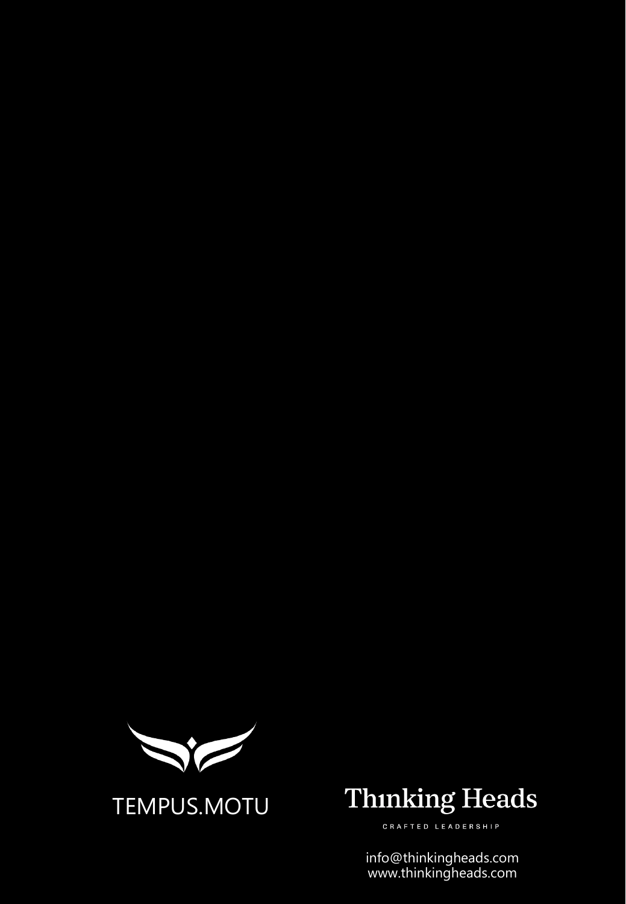TEMPUS.MOTU

Thinking Heads

CRAFTED LEADERSHIP

info@thinkingheads.com
www.thinkingheads.com